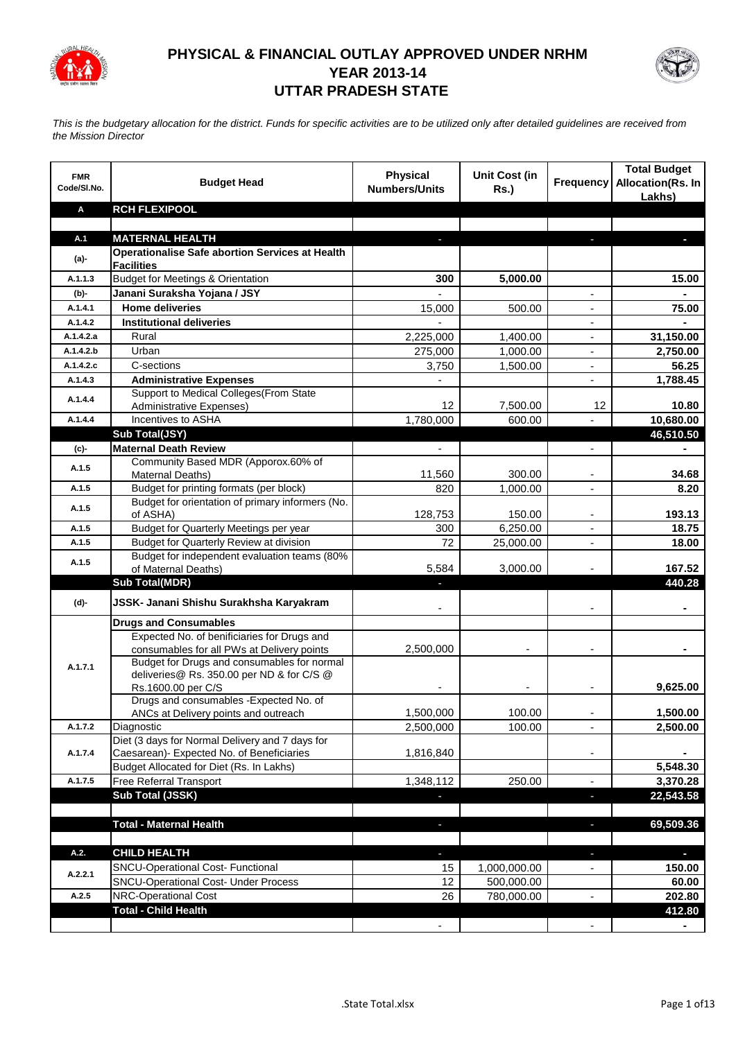# PHYSICAL & FINANCIAL OUTLAY APPROVED UNDER NRHM YEAR 2013-14 UTTAR PRADESH STATE

*This is the budgetary allocation for the district. Funds for specific activities are to be utilized only after detailed guidelines are received from the Mission Director*

| FMR Code/Sl.No. | Budget Head | Physical Numbers/Units | Unit Cost (in Rs.) | Frequency | Total Budget Allocation(Rs. In Lakhs) |
|---|---|---|---|---|---|
| **A** | **RCH FLEXIPOOL** | | | | |
| | | | | | |
| **A.1** | **MATERNAL HEALTH** | - | | - | - |
| **(a)-** | **Operationalise Safe abortion Services at Health Facilities** | | | | |
| A.1.1.3 | Budget for Meetings & Orientation | **300** | **5,000.00** | | **15.00** |
| **(b)-** | **Janani Suraksha Yojana / JSY** | - | | - | - |
| A.1.4.1 | **Home deliveries** | 15,000 | 500.00 | - | **75.00** |
| A.1.4.2 | **Institutional deliveries** | - | | - | - |
| A.1.4.2.a | Rural | 2,225,000 | 1,400.00 | - | **31,150.00** |
| A.1.4.2.b | Urban | 275,000 | 1,000.00 | - | **2,750.00** |
| A.1.4.2.c | C-sections | 3,750 | 1,500.00 | - | **56.25** |
| A.1.4.3 | **Administrative Expenses** | - | | - | **1,788.45** |
| A.1.4.4 | Support to Medical Colleges(From State Administrative Expenses) | 12 | 7,500.00 | 12 | **10.80** |
| A.1.4.4 | Incentives to ASHA | 1,780,000 | 600.00 | - | **10,680.00** |
| | **Sub Total(JSY)** | | | | **46,510.50** |
| **(c)-** | **Maternal Death Review** | - | | - | - |
| A.1.5 | Community Based MDR (Apporox.60% of Maternal Deaths) | 11,560 | 300.00 | - | **34.68** |
| A.1.5 | Budget for printing formats (per block) | 820 | 1,000.00 | - | **8.20** |
| A.1.5 | Budget for orientation of primary informers (No. of ASHA) | 128,753 | 150.00 | - | **193.13** |
| A.1.5 | Budget for Quarterly Meetings per year | 300 | 6,250.00 | - | **18.75** |
| A.1.5 | Budget for Quarterly Review at division | 72 | 25,000.00 | - | **18.00** |
| A.1.5 | Budget for independent evaluation teams (80% of Maternal Deaths) | 5,584 | 3,000.00 | - | **167.52** |
| | **Sub Total(MDR)** | - | | | **440.28** |
| **(d)-** | **JSSK- Janani Shishu Surakhsha Karyakram** | - | | - | - |
| A.1.7.1 | **Drugs and Consumables** | | | | |
| | Expected No. of benificiaries for Drugs and consumables for all PWs at Delivery points | 2,500,000 | - | - | - |
| | Budget for Drugs and consumables for normal deliveries@ Rs. 350.00 per ND & for C/S @ Rs.1600.00 per C/S | - | - | - | **9,625.00** |
| | Drugs and consumables -Expected No. of ANCs at Delivery points and outreach | 1,500,000 | 100.00 | - | **1,500.00** |
| A.1.7.2 | Diagnostic | 2,500,000 | 100.00 | - | **2,500.00** |
| A.1.7.4 | Diet (3 days for Normal Delivery and 7 days for Caesarean)- Expected No. of Beneficiaries | 1,816,840 | | - | - |
| | Budget Allocated for Diet (Rs. In Lakhs) | | | | **5,548.30** |
| A.1.7.5 | Free Referral Transport | 1,348,112 | 250.00 | - | **3,370.28** |
| | **Sub Total (JSSK)** | - | | - | **22,543.58** |
| | | | | | |
| | **Total - Maternal Health** | - | | - | **69,509.36** |
| | | | | | |
| **A.2.** | **CHILD HEALTH** | - | | - | - |
| A.2.2.1 | SNCU-Operational Cost- Functional | 15 | 1,000,000.00 | - | **150.00** |
| | SNCU-Operational Cost- Under Process | 12 | 500,000.00 | | **60.00** |
| A.2.5 | NRC-Operational Cost | 26 | 780,000.00 | - | **202.80** |
| | **Total - Child Health** | | | | **412.80** |
| | | - | | - | - |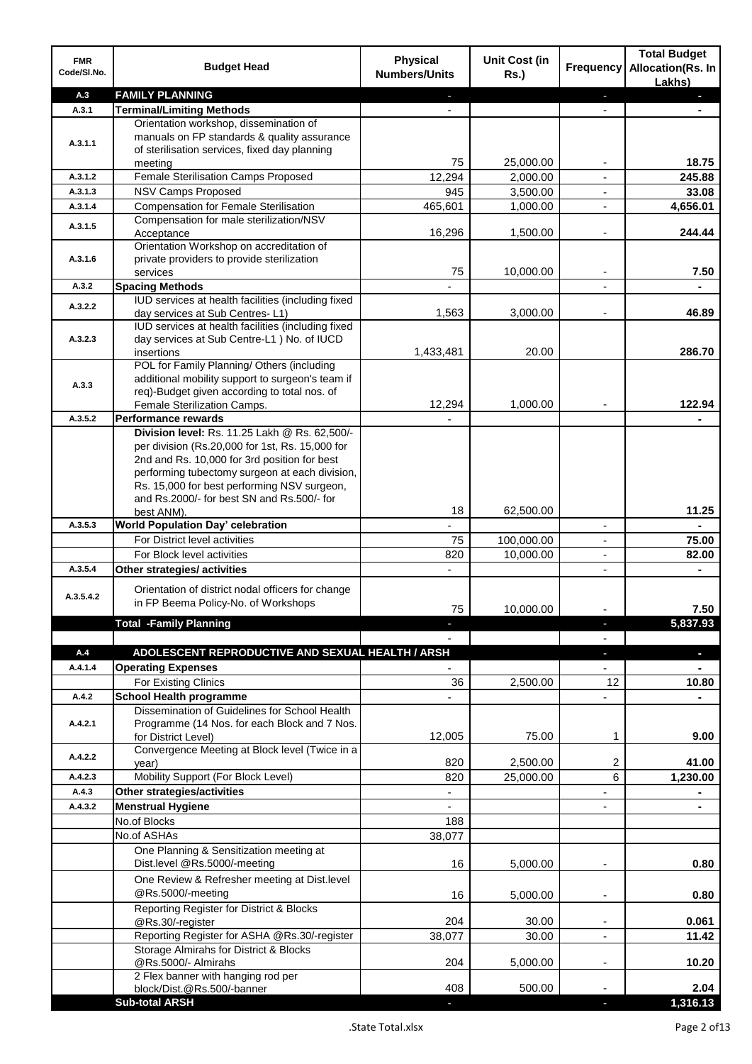| FMR Code/Sl.No. | Budget Head | Physical Numbers/Units | Unit Cost (in Rs.) | Frequency | Total Budget Allocation(Rs. In Lakhs) |
|---|---|---|---|---|---|
| A.3 | **FAMILY PLANNING** | - | | - | - |
| A.3.1 | **Terminal/Limiting Methods** | - | | - | - |
| A.3.1.1 | Orientation workshop, dissemination of manuals on FP standards & quality assurance of sterilisation services, fixed day planning meeting | 75 | 25,000.00 | - | **18.75** |
| A.3.1.2 | Female Sterilisation Camps Proposed | 12,294 | 2,000.00 | - | **245.88** |
| A.3.1.3 | NSV Camps Proposed | 945 | 3,500.00 | - | **33.08** |
| A.3.1.4 | Compensation for Female Sterilisation | 465,601 | 1,000.00 | - | **4,656.01** |
| A.3.1.5 | Compensation for male sterilization/NSV Acceptance | 16,296 | 1,500.00 | - | **244.44** |
| A.3.1.6 | Orientation Workshop on accreditation of private providers to provide sterilization services | 75 | 10,000.00 | - | **7.50** |
| A.3.2 | **Spacing Methods** | - | | - | - |
| A.3.2.2 | IUD services at health facilities (including fixed day services at Sub Centres- L1) | 1,563 | 3,000.00 | - | **46.89** |
| A.3.2.3 | IUD services at health facilities (including fixed day services at Sub Centre-L1 ) No. of IUCD insertions | 1,433,481 | 20.00 | | **286.70** |
| A.3.3 | POL for Family Planning/ Others (including additional mobility support to surgeon's team if req)-Budget given according to total nos. of Female Sterilization Camps. | 12,294 | 1,000.00 | - | **122.94** |
| A.3.5.2 | **Performance rewards** | - | | | - |
| | **Division level:** Rs. 11.25 Lakh @ Rs. 62,500/- per division (Rs.20,000 for 1st, Rs. 15,000 for 2nd and Rs. 10,000 for 3rd position for best performing tubectomy surgeon at each division, Rs. 15,000 for best performing NSV surgeon, and Rs.2000/- for best SN and Rs.500/- for best ANM). | 18 | 62,500.00 | | **11.25** |
| A.3.5.3 | **World Population Day' celebration** | - | | - | - |
| | For District level activities | 75 | 100,000.00 | - | **75.00** |
| | For Block level activities | 820 | 10,000.00 | - | **82.00** |
| A.3.5.4 | **Other strategies/ activities** | - | | - | - |
| A.3.5.4.2 | Orientation of district nodal officers for change in FP Beema Policy-No. of Workshops | 75 | 10,000.00 | - | **7.50** |
| | **Total -Family Planning** | - | | - | **5,837.93** |
| | | - | | - | |
| A.4 | **ADOLESCENT REPRODUCTIVE AND SEXUAL HEALTH / ARSH** | | | - | - |
| A.4.1.4 | **Operating Expenses** | - | | - | - |
| | For Existing Clinics | 36 | 2,500.00 | 12 | **10.80** |
| A.4.2 | **School Health programme** | - | | - | - |
| A.4.2.1 | Dissemination of Guidelines for School Health Programme (14 Nos. for each Block and 7 Nos. for District Level) | 12,005 | 75.00 | 1 | **9.00** |
| A.4.2.2 | Convergence Meeting at Block level (Twice in a year) | 820 | 2,500.00 | 2 | **41.00** |
| A.4.2.3 | Mobility Support (For Block Level) | 820 | 25,000.00 | 6 | **1,230.00** |
| A.4.3 | **Other strategies/activities** | - | | - | - |
| A.4.3.2 | **Menstrual Hygiene** | - | | - | - |
| | No.of Blocks | 188 | | | |
| | No.of ASHAs | 38,077 | | | |
| | One Planning & Sensitization meeting at Dist.level @Rs.5000/-meeting | 16 | 5,000.00 | - | **0.80** |
| | One Review & Refresher meeting at Dist.level @Rs.5000/-meeting | 16 | 5,000.00 | - | **0.80** |
| | Reporting Register for District & Blocks @Rs.30/-register | 204 | 30.00 | - | **0.061** |
| | Reporting Register for ASHA @Rs.30/-register | 38,077 | 30.00 | - | **11.42** |
| | Storage Almirahs for District & Blocks @Rs.5000/- Almirahs | 204 | 5,000.00 | - | **10.20** |
| | 2 Flex banner with hanging rod per block/Dist.@Rs.500/-banner | 408 | 500.00 | - | **2.04** |
| | **Sub-total ARSH** | - | | - | **1,316.13** |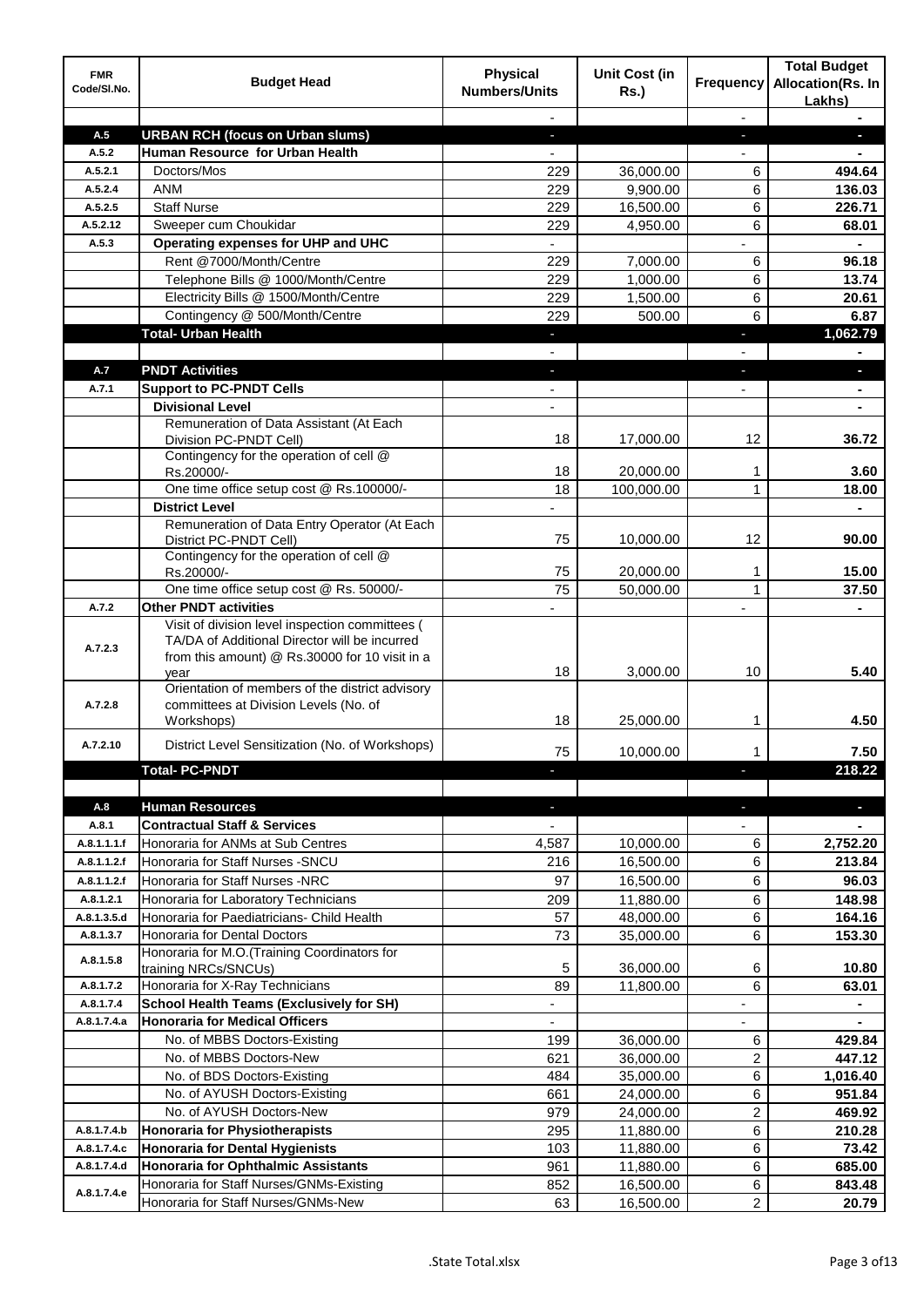| FMR Code/Sl.No. | Budget Head | Physical Numbers/Units | Unit Cost (in Rs.) | Frequency | Total Budget Allocation(Rs. In Lakhs) |
|---|---|---|---|---|---|
| | | - | | - | - |
| A.5 | **URBAN RCH (focus on Urban slums)** | - | | - | - |
| A.5.2 | **Human Resource for Urban Health** | - | | - | - |
| A.5.2.1 | Doctors/Mos | 229 | 36,000.00 | 6 | **494.64** |
| A.5.2.4 | ANM | 229 | 9,900.00 | 6 | **136.03** |
| A.5.2.5 | Staff Nurse | 229 | 16,500.00 | 6 | **226.71** |
| A.5.2.12 | Sweeper cum Choukidar | 229 | 4,950.00 | 6 | **68.01** |
| A.5.3 | **Operating expenses for UHP and UHC** | - | | - | - |
| | Rent @7000/Month/Centre | 229 | 7,000.00 | 6 | **96.18** |
| | Telephone Bills @ 1000/Month/Centre | 229 | 1,000.00 | 6 | **13.74** |
| | Electricity Bills @ 1500/Month/Centre | 229 | 1,500.00 | 6 | **20.61** |
| | Contingency @ 500/Month/Centre | 229 | 500.00 | 6 | **6.87** |
| | **Total- Urban Health** | - | | - | **1,062.79** |
| | | - | | - | - |
| A.7 | **PNDT Activities** | - | | - | - |
| A.7.1 | **Support to PC-PNDT Cells** | - | | - | - |
| | **Divisional Level** | - | | | - |
| | Remuneration of Data Assistant (At Each Division PC-PNDT Cell) | 18 | 17,000.00 | 12 | **36.72** |
| | Contingency for the operation of cell @ Rs.20000/- | 18 | 20,000.00 | 1 | **3.60** |
| | One time office setup cost @ Rs.100000/- | 18 | 100,000.00 | 1 | **18.00** |
| | **District Level** | - | | | - |
| | Remuneration of Data Entry Operator (At Each District PC-PNDT Cell) | 75 | 10,000.00 | 12 | **90.00** |
| | Contingency for the operation of cell @ Rs.20000/- | 75 | 20,000.00 | 1 | **15.00** |
| | One time office setup cost @ Rs. 50000/- | 75 | 50,000.00 | 1 | **37.50** |
| A.7.2 | **Other PNDT activities** | - | | - | - |
| A.7.2.3 | Visit of division level inspection committees ( TA/DA of Additional Director will be incurred from this amount) @ Rs.30000 for 10 visit in a year | 18 | 3,000.00 | 10 | **5.40** |
| A.7.2.8 | Orientation of members of the district advisory committees at Division Levels (No. of Workshops) | 18 | 25,000.00 | 1 | **4.50** |
| A.7.2.10 | District Level Sensitization (No. of Workshops) | 75 | 10,000.00 | 1 | **7.50** |
| | **Total- PC-PNDT** | - | | - | **218.22** |
| | | | | | |
| A.8 | **Human Resources** | - | | - | - |
| A.8.1 | **Contractual Staff & Services** | - | | - | - |
| A.8.1.1.1.f | Honoraria for ANMs at Sub Centres | 4,587 | 10,000.00 | 6 | **2,752.20** |
| A.8.1.1.2.f | Honoraria for Staff Nurses -SNCU | 216 | 16,500.00 | 6 | **213.84** |
| A.8.1.1.2.f | Honoraria for Staff Nurses -NRC | 97 | 16,500.00 | 6 | **96.03** |
| A.8.1.2.1 | Honoraria for Laboratory Technicians | 209 | 11,880.00 | 6 | **148.98** |
| A.8.1.3.5.d | Honoraria for Paediatricians- Child Health | 57 | 48,000.00 | 6 | **164.16** |
| A.8.1.3.7 | Honoraria for Dental Doctors | 73 | 35,000.00 | 6 | **153.30** |
| A.8.1.5.8 | Honoraria for M.O.(Training Coordinators for training NRCs/SNCUs) | 5 | 36,000.00 | 6 | **10.80** |
| A.8.1.7.2 | Honoraria for X-Ray Technicians | 89 | 11,800.00 | 6 | **63.01** |
| A.8.1.7.4 | **School Health Teams (Exclusively for SH)** | - | | - | - |
| A.8.1.7.4.a | **Honoraria for Medical Officers** | - | | - | - |
| | No. of MBBS Doctors-Existing | 199 | 36,000.00 | 6 | **429.84** |
| | No. of MBBS Doctors-New | 621 | 36,000.00 | 2 | **447.12** |
| | No. of BDS Doctors-Existing | 484 | 35,000.00 | 6 | **1,016.40** |
| | No. of AYUSH Doctors-Existing | 661 | 24,000.00 | 6 | **951.84** |
| | No. of AYUSH Doctors-New | 979 | 24,000.00 | 2 | **469.92** |
| A.8.1.7.4.b | **Honoraria for Physiotherapists** | 295 | 11,880.00 | 6 | **210.28** |
| A.8.1.7.4.c | **Honoraria for Dental Hygienists** | 103 | 11,880.00 | 6 | **73.42** |
| A.8.1.7.4.d | **Honoraria for Ophthalmic Assistants** | 961 | 11,880.00 | 6 | **685.00** |
| A.8.1.7.4.e | Honoraria for Staff Nurses/GNMs-Existing | 852 | 16,500.00 | 6 | **843.48** |
| | Honoraria for Staff Nurses/GNMs-New | 63 | 16,500.00 | 2 | **20.79** |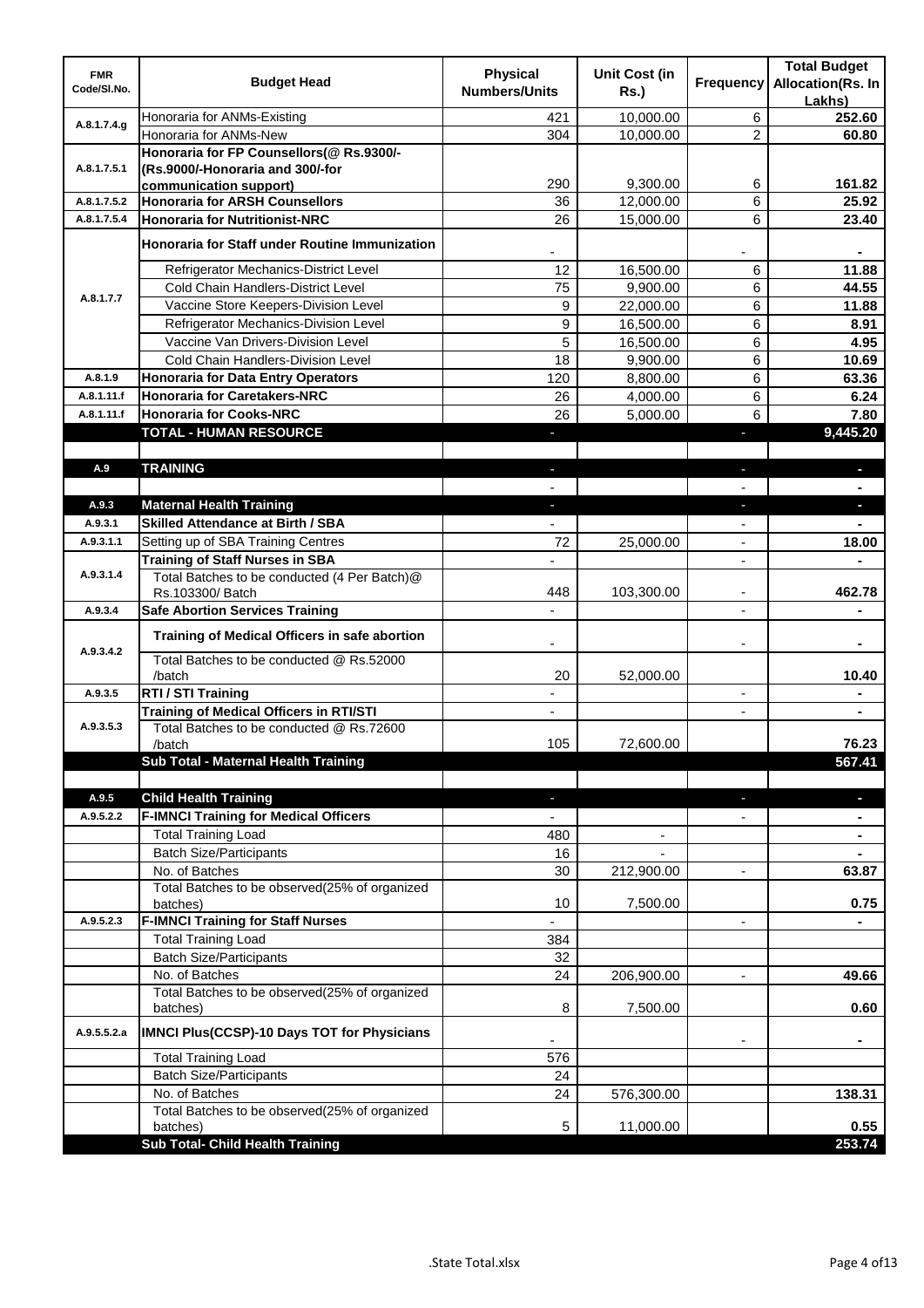| FMR Code/Sl.No. | Budget Head | Physical Numbers/Units | Unit Cost (in Rs.) | Frequency | Total Budget Allocation(Rs. In Lakhs) |
|---|---|---|---|---|---|
| A.8.1.7.4.g | Honoraria for ANMs-Existing | 421 | 10,000.00 | 6 | 252.60 |
| | Honoraria for ANMs-New | 304 | 10,000.00 | 2 | 60.80 |
| A.8.1.7.5.1 | **Honoraria for FP Counsellors(@ Rs.9300/- (Rs.9000/-Honoraria and 300/-for communication support)** | 290 | 9,300.00 | 6 | 161.82 |
| A.8.1.7.5.2 | **Honoraria for ARSH Counsellors** | 36 | 12,000.00 | 6 | 25.92 |
| A.8.1.7.5.4 | **Honoraria for Nutritionist-NRC** | 26 | 15,000.00 | 6 | 23.40 |
| A.8.1.7.7 | **Honoraria for Staff under Routine Immunization** | - | | - | - |
| | Refrigerator Mechanics-District Level | 12 | 16,500.00 | 6 | 11.88 |
| | Cold Chain Handlers-District Level | 75 | 9,900.00 | 6 | 44.55 |
| | Vaccine Store Keepers-Division Level | 9 | 22,000.00 | 6 | 11.88 |
| | Refrigerator Mechanics-Division Level | 9 | 16,500.00 | 6 | 8.91 |
| | Vaccine Van Drivers-Division Level | 5 | 16,500.00 | 6 | 4.95 |
| | Cold Chain Handlers-Division Level | 18 | 9,900.00 | 6 | 10.69 |
| A.8.1.9 | **Honoraria for Data Entry Operators** | 120 | 8,800.00 | 6 | 63.36 |
| A.8.1.11.f | **Honoraria for Caretakers-NRC** | 26 | 4,000.00 | 6 | 6.24 |
| A.8.1.11.f | **Honoraria for Cooks-NRC** | 26 | 5,000.00 | 6 | 7.80 |
| | **TOTAL - HUMAN RESOURCE** | - | | - | **9,445.20** |
| | | | | | |
| A.9 | **TRAINING** | - | | - | - |
| | | - | | - | - |
| A.9.3 | **Maternal Health Training** | - | | - | - |
| A.9.3.1 | **Skilled Attendance at Birth / SBA** | - | | - | - |
| A.9.3.1.1 | Setting up of SBA Training Centres | 72 | 25,000.00 | - | 18.00 |
| A.9.3.1.4 | **Training of Staff Nurses in SBA** | - | | - | - |
| | Total Batches to be conducted (4 Per Batch)@ Rs.103300/ Batch | 448 | 103,300.00 | - | 462.78 |
| A.9.3.4 | **Safe Abortion Services Training** | - | | - | - |
| A.9.3.4.2 | **Training of Medical Officers in safe abortion** | - | | - | - |
| | Total Batches to be conducted @ Rs.52000 /batch | 20 | 52,000.00 | | 10.40 |
| A.9.3.5 | **RTI / STI Training** | - | | - | - |
| A.9.3.5.3 | **Training of Medical Officers in RTI/STI** | - | | - | - |
| | Total Batches to be conducted @ Rs.72600 /batch | 105 | 72,600.00 | | 76.23 |
| | **Sub Total - Maternal Health Training** | | | | **567.41** |
| | | | | | |
| A.9.5 | **Child Health Training** | - | | - | - |
| A.9.5.2.2 | **F-IMNCI Training for Medical Officers** | - | | - | - |
| | Total Training Load | 480 | - | | - |
| | Batch Size/Participants | 16 | - | | - |
| | No. of Batches | 30 | 212,900.00 | - | 63.87 |
| | Total Batches to be observed(25% of organized batches) | 10 | 7,500.00 | | 0.75 |
| A.9.5.2.3 | **F-IMNCI Training for Staff Nurses** | - | | - | - |
| | Total Training Load | 384 | | | |
| | Batch Size/Participants | 32 | | | |
| | No. of Batches | 24 | 206,900.00 | - | 49.66 |
| | Total Batches to be observed(25% of organized batches) | 8 | 7,500.00 | | 0.60 |
| A.9.5.5.2.a | **IMNCI Plus(CCSP)-10 Days TOT for Physicians** | - | | - | - |
| | Total Training Load | 576 | | | |
| | Batch Size/Participants | 24 | | | |
| | No. of Batches | 24 | 576,300.00 | | 138.31 |
| | Total Batches to be observed(25% of organized batches) | 5 | 11,000.00 | | 0.55 |
| | **Sub Total- Child Health Training** | | | | **253.74** |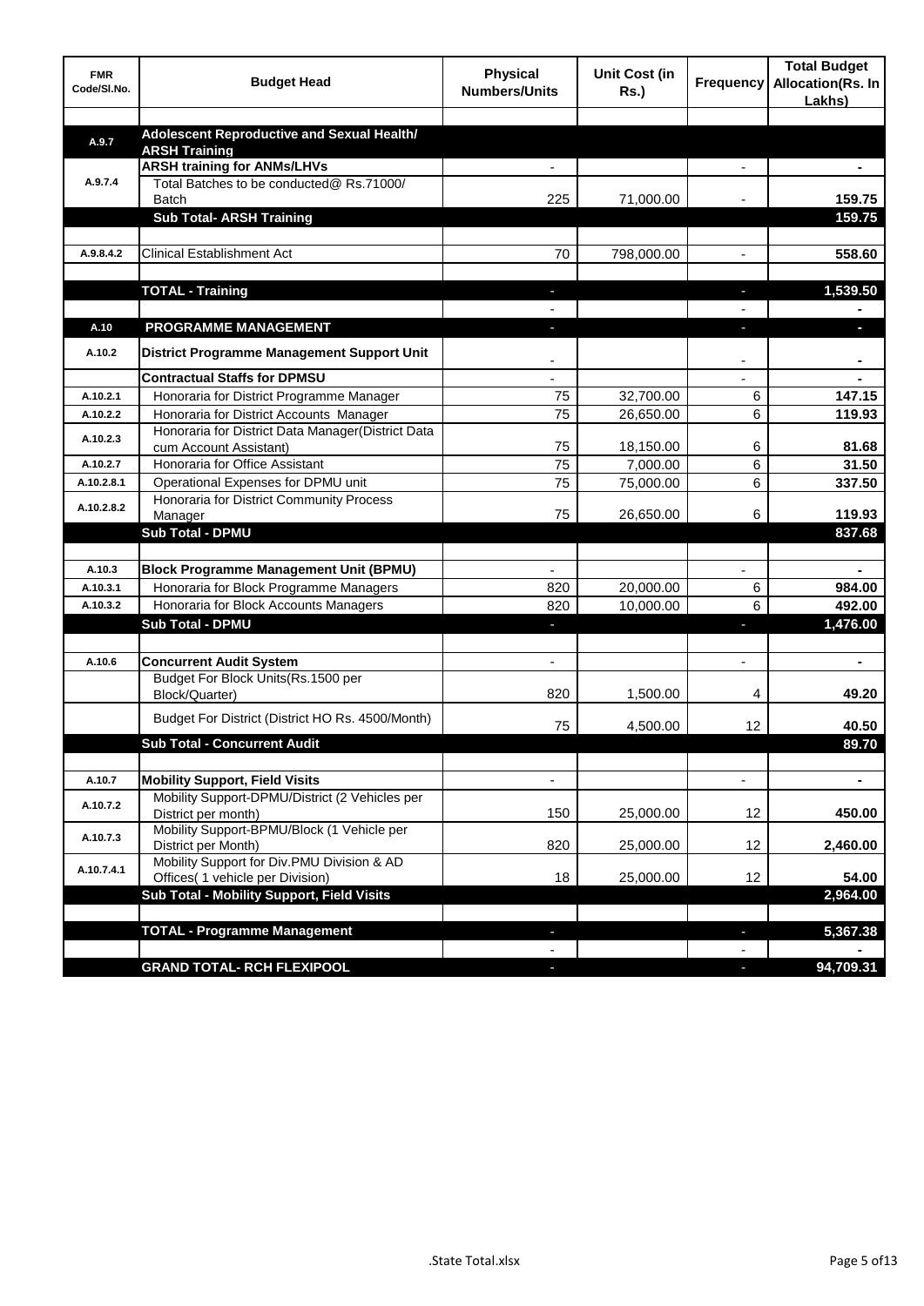| FMR Code/Sl.No. | Budget Head | Physical Numbers/Units | Unit Cost (in Rs.) | Frequency | Total Budget Allocation(Rs. In Lakhs) |
|---|---|---|---|---|---|
| | | | | | |
| A.9.7 | **Adolescent Reproductive and Sexual Health/ ARSH Training** | | | | |
| A.9.7.4 | **ARSH training for ANMs/LHVs** | - | | - | - |
| | Total Batches to be conducted@ Rs.71000/ Batch | 225 | 71,000.00 | - | **159.75** |
| | **Sub Total- ARSH Training** | | | | **159.75** |
| | | | | | |
| A.9.8.4.2 | Clinical Establishment Act | 70 | 798,000.00 | - | **558.60** |
| | | | | | |
| | **TOTAL - Training** | - | | - | **1,539.50** |
| | | - | | - | - |
| A.10 | **PROGRAMME MANAGEMENT** | - | | - | - |
| A.10.2 | **District Programme Management Support Unit** | - | | - | - |
| | **Contractual Staffs for DPMSU** | - | | - | - |
| A.10.2.1 | Honoraria for District Programme Manager | 75 | 32,700.00 | 6 | **147.15** |
| A.10.2.2 | Honoraria for District Accounts Manager | 75 | 26,650.00 | 6 | **119.93** |
| A.10.2.3 | Honoraria for District Data Manager(District Data cum Account Assistant) | 75 | 18,150.00 | 6 | **81.68** |
| A.10.2.7 | Honoraria for Office Assistant | 75 | 7,000.00 | 6 | **31.50** |
| A.10.2.8.1 | Operational Expenses for DPMU unit | 75 | 75,000.00 | 6 | **337.50** |
| A.10.2.8.2 | Honoraria for District Community Process Manager | 75 | 26,650.00 | 6 | **119.93** |
| | **Sub Total - DPMU** | | | | **837.68** |
| | | | | | |
| A.10.3 | **Block Programme Management Unit (BPMU)** | - | | - | - |
| A.10.3.1 | Honoraria for Block Programme Managers | 820 | 20,000.00 | 6 | **984.00** |
| A.10.3.2 | Honoraria for Block Accounts Managers | 820 | 10,000.00 | 6 | **492.00** |
| | **Sub Total - DPMU** | - | | - | **1,476.00** |
| | | | | | |
| A.10.6 | **Concurrent Audit System** | - | | - | - |
| | Budget For Block Units(Rs.1500 per Block/Quarter) | 820 | 1,500.00 | 4 | **49.20** |
| | Budget For District (District HO Rs. 4500/Month) | 75 | 4,500.00 | 12 | **40.50** |
| | **Sub Total - Concurrent Audit** | | | | **89.70** |
| | | | | | |
| A.10.7 | **Mobility Support, Field Visits** | - | | - | - |
| A.10.7.2 | Mobility Support-DPMU/District (2 Vehicles per District per month) | 150 | 25,000.00 | 12 | **450.00** |
| A.10.7.3 | Mobility Support-BPMU/Block (1 Vehicle per District per Month) | 820 | 25,000.00 | 12 | **2,460.00** |
| A.10.7.4.1 | Mobility Support for Div.PMU Division & AD Offices( 1 vehicle per Division) | 18 | 25,000.00 | 12 | **54.00** |
| | **Sub Total - Mobility Support, Field Visits** | | | | **2,964.00** |
| | | | | | |
| | **TOTAL - Programme Management** | - | | - | **5,367.38** |
| | | - | | - | - |
| | **GRAND TOTAL- RCH FLEXIPOOL** | - | | - | **94,709.31** |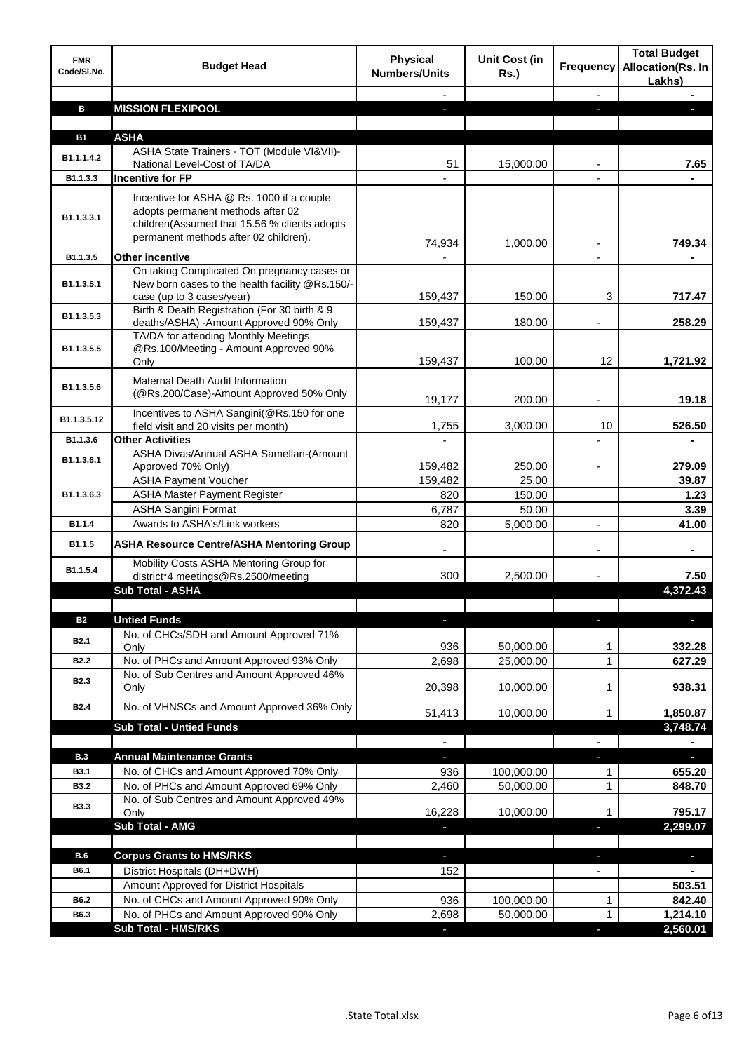| FMR Code/Sl.No. | Budget Head | Physical Numbers/Units | Unit Cost (in Rs.) | Frequency | Total Budget Allocation(Rs. In Lakhs) |
|---|---|---|---|---|---|
| | | - | | - | - |
| **B** | **MISSION FLEXIPOOL** | - | | - | - |
| | | | | | |
| **B1** | **ASHA** | | | | |
| B1.1.1.4.2 | ASHA State Trainers - TOT (Module VI&VII)-National Level-Cost of TA/DA | 51 | 15,000.00 | - | **7.65** |
| B1.1.3.3 | **Incentive for FP** | - | | - | - |
| B1.1.3.3.1 | Incentive for ASHA @ Rs. 1000 if a couple adopts permanent methods after 02 children(Assumed that 15.56 % clients adopts permanent methods after 02 children). | 74,934 | 1,000.00 | - | **749.34** |
| B1.1.3.5 | **Other incentive** | - | | - | - |
| B1.1.3.5.1 | On taking Complicated On pregnancy cases or New born cases to the health facility @Rs.150/-case (up to 3 cases/year) | 159,437 | 150.00 | 3 | **717.47** |
| B1.1.3.5.3 | Birth & Death Registration (For 30 birth & 9 deaths/ASHA) -Amount Approved 90% Only | 159,437 | 180.00 | - | **258.29** |
| B1.1.3.5.5 | TA/DA for attending Monthly Meetings @Rs.100/Meeting - Amount Approved 90% Only | 159,437 | 100.00 | 12 | **1,721.92** |
| B1.1.3.5.6 | Maternal Death Audit Information (@Rs.200/Case)-Amount Approved 50% Only | 19,177 | 200.00 | - | **19.18** |
| B1.1.3.5.12 | Incentives to ASHA Sangini(@Rs.150 for one field visit and 20 visits per month) | 1,755 | 3,000.00 | 10 | **526.50** |
| B1.1.3.6 | **Other Activities** | - | | - | - |
| B1.1.3.6.1 | ASHA Divas/Annual ASHA Samellan-(Amount Approved 70% Only) | 159,482 | 250.00 | - | **279.09** |
| B1.1.3.6.3 | ASHA Payment Voucher | 159,482 | 25.00 | | **39.87** |
| | ASHA Master Payment Register | 820 | 150.00 | | **1.23** |
| | ASHA Sangini Format | 6,787 | 50.00 | | **3.39** |
| B1.1.4 | Awards to ASHA's/Link workers | 820 | 5,000.00 | - | **41.00** |
| B1.1.5 | **ASHA Resource Centre/ASHA Mentoring Group** | - | | - | - |
| B1.1.5.4 | Mobility Costs ASHA Mentoring Group for district*4 meetings@Rs.2500/meeting | 300 | 2,500.00 | - | **7.50** |
| | **Sub Total - ASHA** | | | | **4,372.43** |
| | | | | | |
| **B2** | **Untied Funds** | - | | - | - |
| B2.1 | No. of CHCs/SDH and Amount Approved 71% Only | 936 | 50,000.00 | 1 | **332.28** |
| B2.2 | No. of PHCs and Amount Approved 93% Only | 2,698 | 25,000.00 | 1 | **627.29** |
| B2.3 | No. of Sub Centres and Amount Approved 46% Only | 20,398 | 10,000.00 | 1 | **938.31** |
| B2.4 | No. of VHNSCs and Amount Approved 36% Only | 51,413 | 10,000.00 | 1 | **1,850.87** |
| | **Sub Total - Untied Funds** | | | | **3,748.74** |
| | | - | | - | - |
| **B.3** | **Annual Maintenance Grants** | - | | - | - |
| B3.1 | No. of CHCs and Amount Approved 70% Only | 936 | 100,000.00 | 1 | **655.20** |
| B3.2 | No. of PHCs and Amount Approved 69% Only | 2,460 | 50,000.00 | 1 | **848.70** |
| B3.3 | No. of Sub Centres and Amount Approved 49% Only | 16,228 | 10,000.00 | 1 | **795.17** |
| | **Sub Total - AMG** | - | | - | **2,299.07** |
| | | | | | |
| **B.6** | **Corpus Grants to HMS/RKS** | - | | - | - |
| B6.1 | District Hospitals (DH+DWH) | 152 | | - | - |
| | Amount Approved for District Hospitals | | | | **503.51** |
| B6.2 | No. of CHCs and Amount Approved 90% Only | 936 | 100,000.00 | 1 | **842.40** |
| B6.3 | No. of PHCs and Amount Approved 90% Only | 2,698 | 50,000.00 | 1 | **1,214.10** |
| | **Sub Total - HMS/RKS** | - | | - | **2,560.01** |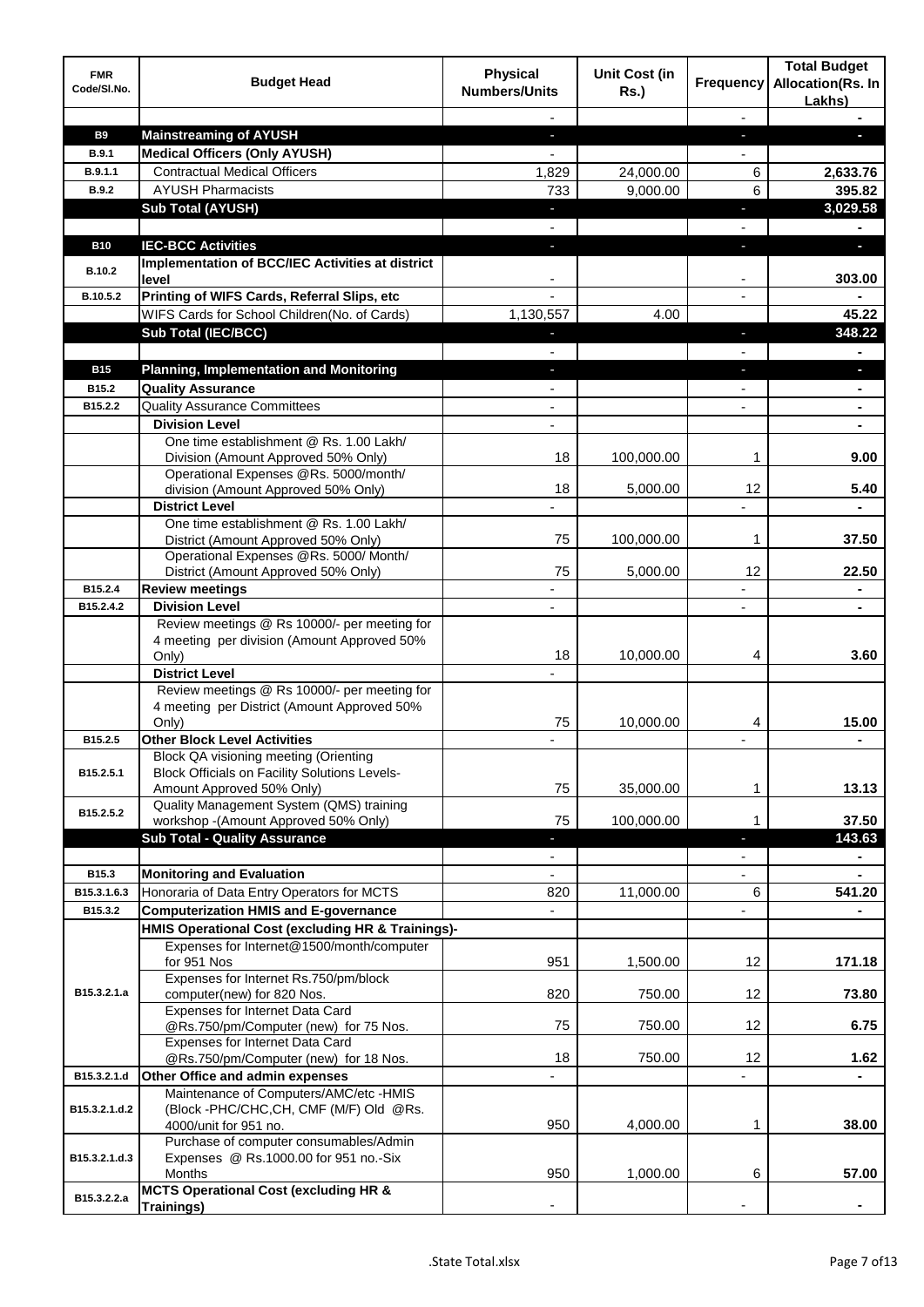| FMR Code/Sl.No. | Budget Head | Physical Numbers/Units | Unit Cost (in Rs.) | Frequency | Total Budget Allocation(Rs. In Lakhs) |
|---|---|---|---|---|---|
| | | - | | - | - |
| **B9** | **Mainstreaming of AYUSH** | - | | - | - |
| **B.9.1** | **Medical Officers (Only AYUSH)** | - | | - | |
| **B.9.1.1** | Contractual Medical Officers | 1,829 | 24,000.00 | 6 | **2,633.76** |
| **B.9.2** | AYUSH Pharmacists | 733 | 9,000.00 | 6 | **395.82** |
| | **Sub Total (AYUSH)** | - | | - | **3,029.58** |
| | | - | | - | - |
| **B10** | **IEC-BCC Activities** | - | | - | - |
| **B.10.2** | **Implementation of BCC/IEC Activities at district level** | - | | - | **303.00** |
| **B.10.5.2** | **Printing of WIFS Cards, Referral Slips, etc** | - | | - | - |
| | WIFS Cards for School Children(No. of Cards) | 1,130,557 | 4.00 | | **45.22** |
| | **Sub Total (IEC/BCC)** | - | | - | **348.22** |
| | | - | | - | - |
| **B15** | **Planning, Implementation and Monitoring** | - | | - | - |
| **B15.2** | **Quality Assurance** | - | | - | - |
| **B15.2.2** | Quality Assurance Committees | - | | - | - |
| | **Division Level** | - | | | - |
| | One time establishment @ Rs. 1.00 Lakh/ Division (Amount Approved 50% Only) | 18 | 100,000.00 | 1 | **9.00** |
| | Operational Expenses @Rs. 5000/month/ division (Amount Approved 50% Only) | 18 | 5,000.00 | 12 | **5.40** |
| | **District Level** | - | | - | - |
| | One time establishment @ Rs. 1.00 Lakh/ District (Amount Approved 50% Only) | 75 | 100,000.00 | 1 | **37.50** |
| | Operational Expenses @Rs. 5000/ Month/ District (Amount Approved 50% Only) | 75 | 5,000.00 | 12 | **22.50** |
| **B15.2.4** | **Review meetings** | - | | - | - |
| **B15.2.4.2** | **Division Level** | - | | - | - |
| | Review meetings @ Rs 10000/- per meeting for 4 meeting per division (Amount Approved 50% Only) | 18 | 10,000.00 | 4 | **3.60** |
| | **District Level** | - | | | |
| | Review meetings @ Rs 10000/- per meeting for 4 meeting per District (Amount Approved 50% Only) | 75 | 10,000.00 | 4 | **15.00** |
| **B15.2.5** | **Other Block Level Activities** | - | | - | - |
| **B15.2.5.1** | Block QA visioning meeting (Orienting Block Officials on Facility Solutions Levels-Amount Approved 50% Only) | 75 | 35,000.00 | 1 | **13.13** |
| **B15.2.5.2** | Quality Management System (QMS) training workshop -(Amount Approved 50% Only) | 75 | 100,000.00 | 1 | **37.50** |
| | **Sub Total - Quality Assurance** | - | | - | **143.63** |
| | | - | | - | - |
| **B15.3** | **Monitoring and Evaluation** | - | | - | - |
| **B15.3.1.6.3** | Honoraria of Data Entry Operators for MCTS | 820 | 11,000.00 | 6 | **541.20** |
| **B15.3.2** | **Computerization HMIS and E-governance** | - | | - | - |
| | **HMIS Operational Cost (excluding HR & Trainings)-** | | | | |
| **B15.3.2.1.a** | Expenses for Internet@1500/month/computer for 951 Nos | 951 | 1,500.00 | 12 | **171.18** |
| | Expenses for Internet Rs.750/pm/block computer(new) for 820 Nos. | 820 | 750.00 | 12 | **73.80** |
| | Expenses for Internet Data Card @Rs.750/pm/Computer (new) for 75 Nos. | 75 | 750.00 | 12 | **6.75** |
| | Expenses for Internet Data Card @Rs.750/pm/Computer (new) for 18 Nos. | 18 | 750.00 | 12 | **1.62** |
| **B15.3.2.1.d** | **Other Office and admin expenses** | - | | - | - |
| **B15.3.2.1.d.2** | Maintenance of Computers/AMC/etc -HMIS (Block -PHC/CHC,CH, CMF (M/F) Old @Rs. 4000/unit for 951 no. | 950 | 4,000.00 | 1 | **38.00** |
| **B15.3.2.1.d.3** | Purchase of computer consumables/Admin Expenses @ Rs.1000.00 for 951 no.-Six Months | 950 | 1,000.00 | 6 | **57.00** |
| **B15.3.2.2.a** | **MCTS Operational Cost (excluding HR & Trainings)** | - | | - | - |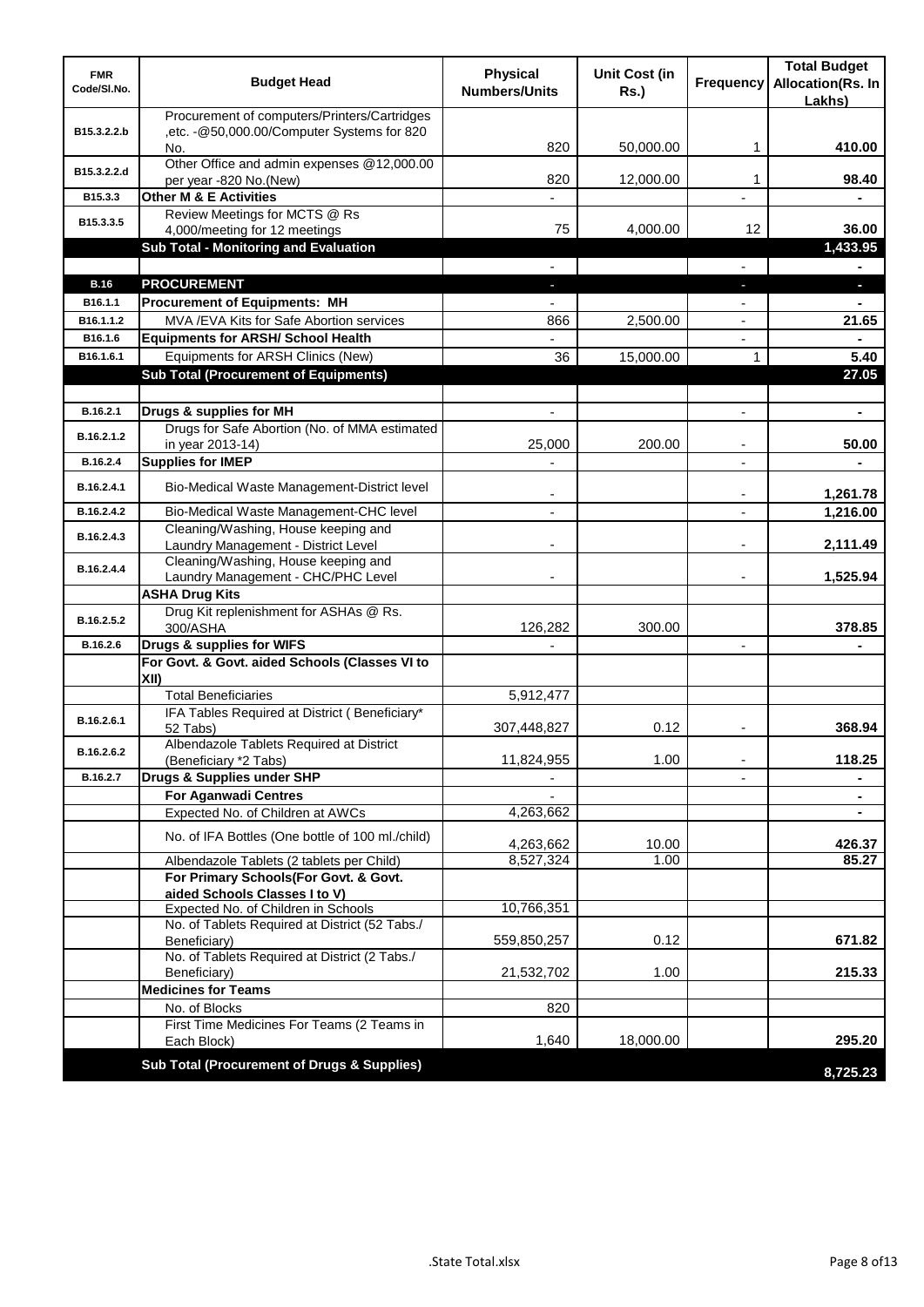| FMR Code/Sl.No. | Budget Head | Physical Numbers/Units | Unit Cost (in Rs.) | Frequency | Total Budget Allocation(Rs. In Lakhs) |
|---|---|---|---|---|---|
| B15.3.2.2.b | Procurement of computers/Printers/Cartridges ,etc. -@50,000.00/Computer Systems for 820 No. | 820 | 50,000.00 | 1 | 410.00 |
| B15.3.2.2.d | Other Office and admin expenses @12,000.00 per year -820 No.(New) | 820 | 12,000.00 | 1 | 98.40 |
| B15.3.3 | **Other M & E Activities** | - | | - | - |
| B15.3.3.5 | Review Meetings for MCTS @ Rs 4,000/meeting for 12 meetings | 75 | 4,000.00 | 12 | 36.00 |
| | **Sub Total - Monitoring and Evaluation** | | | | **1,433.95** |
| | | - | | - | - |
| **B.16** | **PROCUREMENT** | - | | - | - |
| B16.1.1 | **Procurement of Equipments: MH** | - | | - | - |
| B16.1.1.2 | MVA /EVA Kits for Safe Abortion services | 866 | 2,500.00 | - | 21.65 |
| B16.1.6 | **Equipments for ARSH/ School Health** | - | | - | - |
| B16.1.6.1 | Equipments for ARSH Clinics (New) | 36 | 15,000.00 | 1 | 5.40 |
| | **Sub Total (Procurement of Equipments)** | | | | **27.05** |
| | | | | | |
| B.16.2.1 | **Drugs & supplies for MH** | - | | - | - |
| B.16.2.1.2 | Drugs for Safe Abortion (No. of MMA estimated in year 2013-14) | 25,000 | 200.00 | - | 50.00 |
| B.16.2.4 | **Supplies for IMEP** | - | | - | - |
| B.16.2.4.1 | Bio-Medical Waste Management-District level | - | | - | 1,261.78 |
| B.16.2.4.2 | Bio-Medical Waste Management-CHC level | - | | - | 1,216.00 |
| B.16.2.4.3 | Cleaning/Washing, House keeping and Laundry Management - District Level | - | | - | 2,111.49 |
| B.16.2.4.4 | Cleaning/Washing, House keeping and Laundry Management - CHC/PHC Level | - | | - | 1,525.94 |
| | **ASHA Drug Kits** | | | | |
| B.16.2.5.2 | Drug Kit replenishment for ASHAs @ Rs. 300/ASHA | 126,282 | 300.00 | | 378.85 |
| B.16.2.6 | **Drugs & supplies for WIFS** | - | | - | - |
| | **For Govt. & Govt. aided Schools (Classes VI to XII)** | | | | |
| | Total Beneficiaries | 5,912,477 | | | |
| B.16.2.6.1 | IFA Tables Required at District ( Beneficiary* 52 Tabs) | 307,448,827 | 0.12 | - | 368.94 |
| B.16.2.6.2 | Albendazole Tablets Required at District (Beneficiary *2 Tabs) | 11,824,955 | 1.00 | - | 118.25 |
| B.16.2.7 | **Drugs & Supplies under SHP** | - | | - | - |
| | **For Aganwadi Centres** | - | | | - |
| | Expected No. of Children at AWCs | 4,263,662 | | | - |
| | No. of IFA Bottles (One bottle of 100 ml./child) | 4,263,662 | 10.00 | | 426.37 |
| | Albendazole Tablets (2 tablets per Child) | 8,527,324 | 1.00 | | 85.27 |
| | **For Primary Schools(For Govt. & Govt. aided Schools Classes I to V)** | | | | |
| | Expected No. of Children in Schools | 10,766,351 | | | |
| | No. of Tablets Required at District (52 Tabs./ Beneficiary) | 559,850,257 | 0.12 | | 671.82 |
| | No. of Tablets Required at District (2 Tabs./ Beneficiary) | 21,532,702 | 1.00 | | 215.33 |
| | **Medicines for Teams** | | | | |
| | No. of Blocks | 820 | | | |
| | First Time Medicines For Teams (2 Teams in Each Block) | 1,640 | 18,000.00 | | 295.20 |
| | **Sub Total (Procurement of Drugs & Supplies)** | | | | **8,725.23** |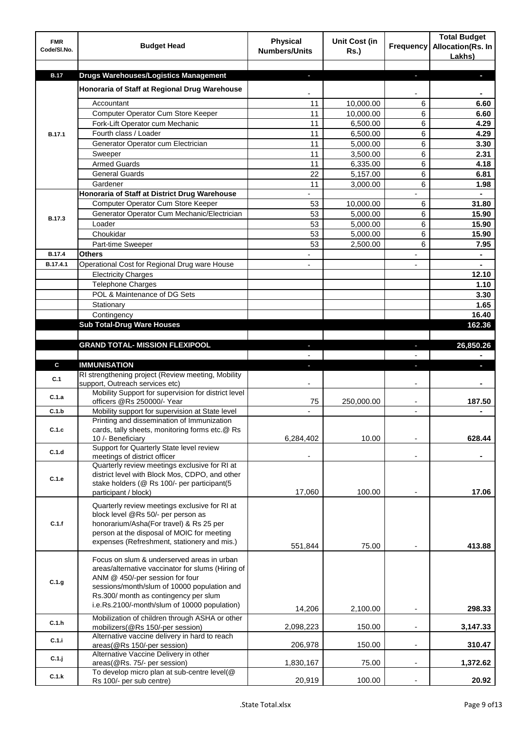| FMR Code/Sl.No. | Budget Head | Physical Numbers/Units | Unit Cost (in Rs.) | Frequency | Total Budget Allocation(Rs. In Lakhs) |
|---|---|---|---|---|---|
| | | | | | |
| **B.17** | **Drugs Warehouses/Logistics Management** | - | | - | - |
| B.17.1 | **Honoraria of Staff at Regional Drug Warehouse** | - | | - | - |
| | Accountant | 11 | 10,000.00 | 6 | **6.60** |
| | Computer Operator Cum Store Keeper | 11 | 10,000.00 | 6 | **6.60** |
| | Fork-Lift Operator cum Mechanic | 11 | 6,500.00 | 6 | **4.29** |
| | Fourth class / Loader | 11 | 6,500.00 | 6 | **4.29** |
| | Generator Operator cum Electrician | 11 | 5,000.00 | 6 | **3.30** |
| | Sweeper | 11 | 3,500.00 | 6 | **2.31** |
| | Armed Guards | 11 | 6,335.00 | 6 | **4.18** |
| | General Guards | 22 | 5,157.00 | 6 | **6.81** |
| | Gardener | 11 | 3,000.00 | 6 | **1.98** |
| B.17.3 | **Honoraria of Staff at District Drug Warehouse** | - | | - | - |
| | Computer Operator Cum Store Keeper | 53 | 10,000.00 | 6 | **31.80** |
| | Generator Operator Cum Mechanic/Electrician | 53 | 5,000.00 | 6 | **15.90** |
| | Loader | 53 | 5,000.00 | 6 | **15.90** |
| | Choukidar | 53 | 5,000.00 | 6 | **15.90** |
| | Part-time Sweeper | 53 | 2,500.00 | 6 | **7.95** |
| **B.17.4** | **Others** | - | | - | - |
| **B.17.4.1** | Operational Cost for Regional Drug ware House | - | | - | - |
| | Electricity Charges | | | | **12.10** |
| | Telephone Charges | | | | **1.10** |
| | POL & Maintenance of DG Sets | | | | **3.30** |
| | Stationary | | | | **1.65** |
| | Contingency | | | | **16.40** |
| | **Sub Total-Drug Ware Houses** | | | | **162.36** |
| | | | | | |
| | **GRAND TOTAL- MISSION FLEXIPOOL** | - | | - | **26,850.26** |
| | | - | | - | - |
| **C** | **IMMUNISATION** | - | | - | - |
| C.1 | RI strengthening project (Review meeting, Mobility support, Outreach services etc) | - | | - | - |
| C.1.a | Mobility Support for supervision for district level officers @Rs 250000/- Year | 75 | 250,000.00 | - | **187.50** |
| C.1.b | Mobility support for supervision at State level | - | | - | - |
| C.1.c | Printing and dissemination of Immunization cards, tally sheets, monitoring forms etc.@ Rs 10 /- Beneficiary | 6,284,402 | 10.00 | - | **628.44** |
| C.1.d | Support for Quarterly State level review meetings of district officer | - | | - | - |
| C.1.e | Quarterly review meetings exclusive for RI at district level with Block Mos, CDPO, and other stake holders (@ Rs 100/- per participant(5 participant / block) | 17,060 | 100.00 | - | **17.06** |
| C.1.f | Quarterly review meetings exclusive for RI at block level @Rs 50/- per person as honorarium/Asha(For travel) & Rs 25 per person at the disposal of MOIC for meeting expenses (Refreshment, stationery and mis.) | 551,844 | 75.00 | - | **413.88** |
| C.1.g | Focus on slum & underserved areas in urban areas/alternative vaccinator for slums (Hiring of ANM @ 450/-per session for four sessions/month/slum of 10000 population and Rs.300/ month as contingency per slum i.e.Rs.2100/-month/slum of 10000 population) | 14,206 | 2,100.00 | - | **298.33** |
| C.1.h | Mobilization of children through ASHA or other mobilizers(@Rs 150/-per session) | 2,098,223 | 150.00 | - | **3,147.33** |
| C.1.i | Alternative vaccine delivery in hard to reach areas(@Rs 150/-per session) | 206,978 | 150.00 | - | **310.47** |
| C.1.j | Alternative Vaccine Delivery in other areas(@Rs. 75/- per session) | 1,830,167 | 75.00 | - | **1,372.62** |
| C.1.k | To develop micro plan at sub-centre level(@ Rs 100/- per sub centre) | 20,919 | 100.00 | - | **20.92** |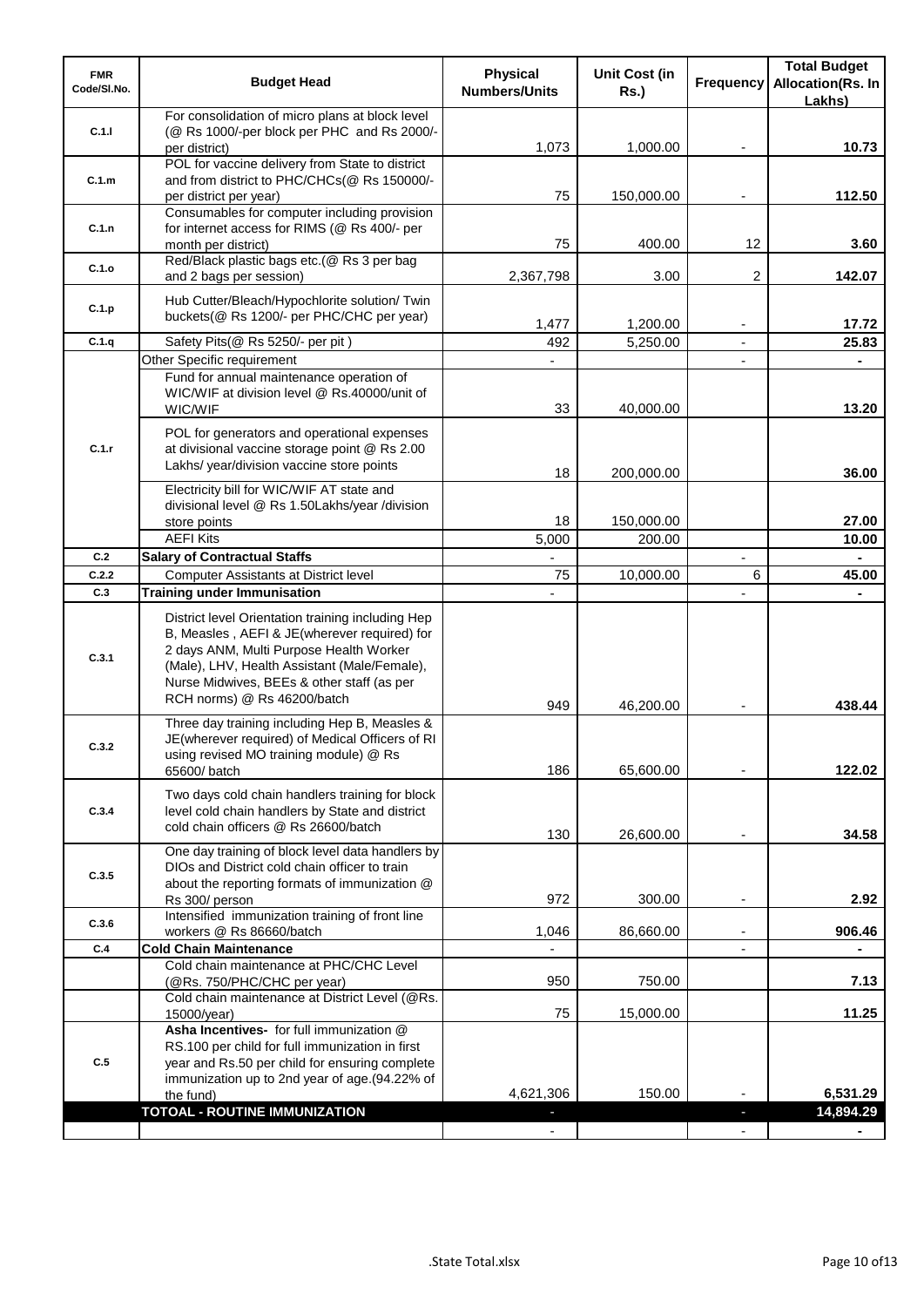| FMR Code/Sl.No. | Budget Head | Physical Numbers/Units | Unit Cost (in Rs.) | Frequency | Total Budget Allocation(Rs. In Lakhs) |
|---|---|---|---|---|---|
| C.1.l | For consolidation of micro plans at block level (@ Rs 1000/-per block per PHC and Rs 2000/- per district) | 1,073 | 1,000.00 | - | 10.73 |
| C.1.m | POL for vaccine delivery from State to district and from district to PHC/CHCs(@ Rs 150000/- per district per year) | 75 | 150,000.00 | - | 112.50 |
| C.1.n | Consumables for computer including provision for internet access for RIMS (@ Rs 400/- per month per district) | 75 | 400.00 | 12 | 3.60 |
| C.1.o | Red/Black plastic bags etc.(@ Rs 3 per bag and 2 bags per session) | 2,367,798 | 3.00 | 2 | 142.07 |
| C.1.p | Hub Cutter/Bleach/Hypochlorite solution/ Twin buckets(@ Rs 1200/- per PHC/CHC per year) | 1,477 | 1,200.00 | - | 17.72 |
| C.1.q | Safety Pits(@ Rs 5250/- per pit ) | 492 | 5,250.00 | - | 25.83 |
| C.1.r | Other Specific requirement | - | | - | - |
| | Fund for annual maintenance operation of WIC/WIF at division level @ Rs.40000/unit of WIC/WIF | 33 | 40,000.00 | | 13.20 |
| | POL for generators and operational expenses at divisional vaccine storage point @ Rs 2.00 Lakhs/ year/division vaccine store points | 18 | 200,000.00 | | 36.00 |
| | Electricity bill for WIC/WIF AT state and divisional level @ Rs 1.50Lakhs/year /division store points | 18 | 150,000.00 | | 27.00 |
| | AEFI Kits | 5,000 | 200.00 | | 10.00 |
| C.2 | **Salary of Contractual Staffs** | - | | - | - |
| C.2.2 | Computer Assistants at District level | 75 | 10,000.00 | 6 | 45.00 |
| C.3 | **Training under Immunisation** | - | | - | - |
| C.3.1 | District level Orientation training including Hep B, Measles , AEFI & JE(wherever required) for 2 days ANM, Multi Purpose Health Worker (Male), LHV, Health Assistant (Male/Female), Nurse Midwives, BEEs & other staff (as per RCH norms) @ Rs 46200/batch | 949 | 46,200.00 | - | 438.44 |
| C.3.2 | Three day training including Hep B, Measles & JE(wherever required) of Medical Officers of RI using revised MO training module) @ Rs 65600/ batch | 186 | 65,600.00 | - | 122.02 |
| C.3.4 | Two days cold chain handlers training for block level cold chain handlers by State and district cold chain officers @ Rs 26600/batch | 130 | 26,600.00 | - | 34.58 |
| C.3.5 | One day training of block level data handlers by DIOs and District cold chain officer to train about the reporting formats of immunization @ Rs 300/ person | 972 | 300.00 | - | 2.92 |
| C.3.6 | Intensified immunization training of front line workers @ Rs 86660/batch | 1,046 | 86,660.00 | - | 906.46 |
| C.4 | **Cold Chain Maintenance** | - | | - | - |
| | Cold chain maintenance at PHC/CHC Level (@Rs. 750/PHC/CHC per year) | 950 | 750.00 | | 7.13 |
| | Cold chain maintenance at District Level (@Rs. 15000/year) | 75 | 15,000.00 | | 11.25 |
| C.5 | **Asha Incentives-** for full immunization @ RS.100 per child for full immunization in first year and Rs.50 per child for ensuring complete immunization up to 2nd year of age.(94.22% of the fund) | 4,621,306 | 150.00 | - | 6,531.29 |
| | **TOTOAL - ROUTINE IMMUNIZATION** | - | | - | **14,894.29** |
| | | - | | - | - |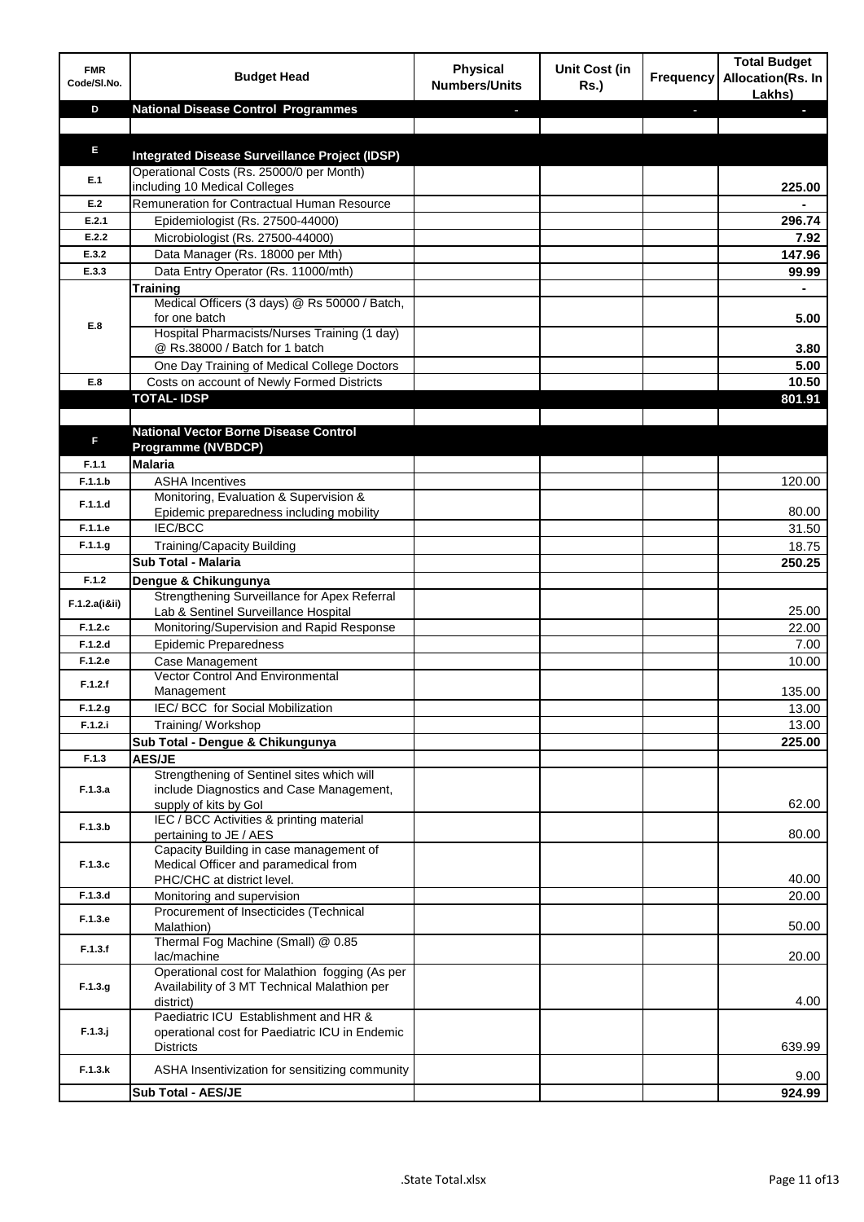| FMR Code/Sl.No. | Budget Head | Physical Numbers/Units | Unit Cost (in Rs.) | Frequency | Total Budget Allocation(Rs. In Lakhs) |
|---|---|---|---|---|---|
| D | **National Disease Control Programmes** | - | | - | - |
| | | | | | |
| E | **Integrated Disease Surveillance Project (IDSP)** | | | | |
| E.1 | Operational Costs (Rs. 25000/0 per Month) including 10 Medical Colleges | | | | **225.00** |
| E.2 | Remuneration for Contractual Human Resource | | | | **-** |
| E.2.1 | Epidemiologist (Rs. 27500-44000) | | | | **296.74** |
| E.2.2 | Microbiologist (Rs. 27500-44000) | | | | **7.92** |
| E.3.2 | Data Manager (Rs. 18000 per Mth) | | | | **147.96** |
| E.3.3 | Data Entry Operator (Rs. 11000/mth) | | | | **99.99** |
| E.8 | **Training** | | | | **-** |
| | Medical Officers (3 days) @ Rs 50000 / Batch, for one batch | | | | **5.00** |
| | Hospital Pharmacists/Nurses Training (1 day) @ Rs.38000 / Batch for 1 batch | | | | **3.80** |
| | One Day Training of Medical College Doctors | | | | **5.00** |
| E.8 | Costs on account of Newly Formed Districts | | | | **10.50** |
| | **TOTAL- IDSP** | | | | **801.91** |
| | | | | | |
| F | **National Vector Borne Disease Control Programme (NVBDCP)** | | | | |
| F.1.1 | **Malaria** | | | | |
| F.1.1.b | ASHA Incentives | | | | 120.00 |
| F.1.1.d | Monitoring, Evaluation & Supervision & Epidemic preparedness including mobility | | | | 80.00 |
| F.1.1.e | IEC/BCC | | | | 31.50 |
| F.1.1.g | Training/Capacity Building | | | | 18.75 |
| | **Sub Total - Malaria** | | | | **250.25** |
| F.1.2 | **Dengue & Chikungunya** | | | | |
| F.1.2.a(i&ii) | Strengthening Surveillance for Apex Referral Lab & Sentinel Surveillance Hospital | | | | 25.00 |
| F.1.2.c | Monitoring/Supervision and Rapid Response | | | | 22.00 |
| F.1.2.d | Epidemic Preparedness | | | | 7.00 |
| F.1.2.e | Case Management | | | | 10.00 |
| F.1.2.f | Vector Control And Environmental Management | | | | 135.00 |
| F.1.2.g | IEC/ BCC for Social Mobilization | | | | 13.00 |
| F.1.2.i | Training/ Workshop | | | | 13.00 |
| | **Sub Total - Dengue & Chikungunya** | | | | **225.00** |
| F.1.3 | **AES/JE** | | | | |
| F.1.3.a | Strengthening of Sentinel sites which will include Diagnostics and Case Management, supply of kits by GoI | | | | 62.00 |
| F.1.3.b | IEC / BCC Activities & printing material pertaining to JE / AES | | | | 80.00 |
| F.1.3.c | Capacity Building in case management of Medical Officer and paramedical from PHC/CHC at district level. | | | | 40.00 |
| F.1.3.d | Monitoring and supervision | | | | 20.00 |
| F.1.3.e | Procurement of Insecticides (Technical Malathion) | | | | 50.00 |
| F.1.3.f | Thermal Fog Machine (Small) @ 0.85 lac/machine | | | | 20.00 |
| F.1.3.g | Operational cost for Malathion fogging (As per Availability of 3 MT Technical Malathion per district) | | | | 4.00 |
| F.1.3.j | Paediatric ICU Establishment and HR & operational cost for Paediatric ICU in Endemic Districts | | | | 639.99 |
| F.1.3.k | ASHA Insentivization for sensitizing community | | | | 9.00 |
| | **Sub Total - AES/JE** | | | | **924.99** |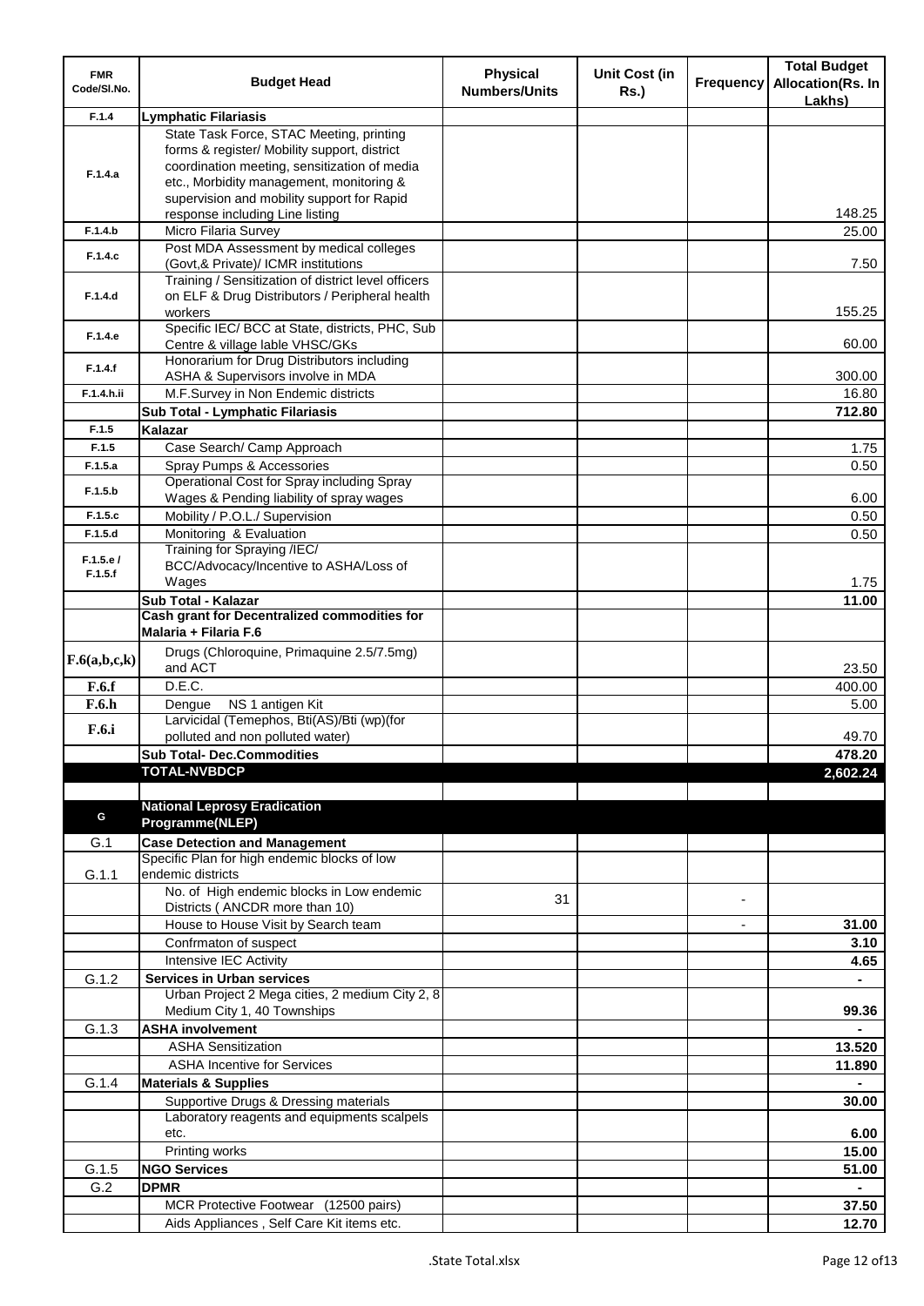| FMR Code/Sl.No. | Budget Head | Physical Numbers/Units | Unit Cost (in Rs.) | Frequency | Total Budget Allocation(Rs. In Lakhs) |
|---|---|---|---|---|---|
| F.1.4 | **Lymphatic Filariasis** | | | | |
| F.1.4.a | State Task Force, STAC Meeting, printing forms & register/ Mobility support, district coordination meeting, sensitization of media etc., Morbidity management, monitoring & supervision and mobility support for Rapid response including Line listing | | | | 148.25 |
| F.1.4.b | Micro Filaria Survey | | | | 25.00 |
| F.1.4.c | Post MDA Assessment by medical colleges (Govt,& Private)/ ICMR institutions | | | | 7.50 |
| F.1.4.d | Training / Sensitization of district level officers on ELF & Drug Distributors / Peripheral health workers | | | | 155.25 |
| F.1.4.e | Specific IEC/ BCC at State, districts, PHC, Sub Centre & village lable VHSC/GKs | | | | 60.00 |
| F.1.4.f | Honorarium for Drug Distributors including ASHA & Supervisors involve in MDA | | | | 300.00 |
| F.1.4.h.ii | M.F.Survey in Non Endemic districts | | | | 16.80 |
| | **Sub Total - Lymphatic Filariasis** | | | | **712.80** |
| F.1.5 | **Kalazar** | | | | |
| F.1.5 | Case Search/ Camp Approach | | | | 1.75 |
| F.1.5.a | Spray Pumps & Accessories | | | | 0.50 |
| F.1.5.b | Operational Cost for Spray including Spray Wages & Pending liability of spray wages | | | | 6.00 |
| F.1.5.c | Mobility / P.O.L./ Supervision | | | | 0.50 |
| F.1.5.d | Monitoring & Evaluation | | | | 0.50 |
| F.1.5.e / F.1.5.f | Training for Spraying /IEC/ BCC/Advocacy/Incentive to ASHA/Loss of Wages | | | | 1.75 |
| | **Sub Total - Kalazar** | | | | **11.00** |
| | **Cash grant for Decentralized commodities for Malaria + Filaria F.6** | | | | |
| F.6(a,b,c,k) | Drugs (Chloroquine, Primaquine 2.5/7.5mg) and ACT | | | | 23.50 |
| F.6.f | D.E.C. | | | | 400.00 |
| F.6.h | Dengue NS 1 antigen Kit | | | | 5.00 |
| F.6.i | Larvicidal (Temephos, Bti(AS)/Bti (wp)(for polluted and non polluted water) | | | | 49.70 |
| | **Sub Total- Dec.Commodities** | | | | **478.20** |
| | **TOTAL-NVBDCP** | | | | **2,602.24** |
| | | | | | |
| G | **National Leprosy Eradication Programme(NLEP)** | | | | |
| G.1 | **Case Detection and Management** | | | | |
| G.1.1 | Specific Plan for high endemic blocks of low endemic districts | | | | |
| | No. of High endemic blocks in Low endemic Districts ( ANCDR more than 10) | 31 | | - | |
| | House to House Visit by Search team | | | - | **31.00** |
| | Confrmaton of suspect | | | | **3.10** |
| | Intensive IEC Activity | | | | **4.65** |
| G.1.2 | **Services in Urban services** | | | | **-** |
| | Urban Project 2 Mega cities, 2 medium City 2, 8 Medium City 1, 40 Townships | | | | **99.36** |
| G.1.3 | **ASHA involvement** | | | | **-** |
| | ASHA Sensitization | | | | **13.520** |
| | ASHA Incentive for Services | | | | **11.890** |
| G.1.4 | **Materials & Supplies** | | | | **-** |
| | Supportive Drugs & Dressing materials | | | | **30.00** |
| | Laboratory reagents and equipments scalpels etc. | | | | **6.00** |
| | Printing works | | | | **15.00** |
| G.1.5 | **NGO Services** | | | | **51.00** |
| G.2 | **DPMR** | | | | **-** |
| | MCR Protective Footwear (12500 pairs) | | | | **37.50** |
| | Aids Appliances , Self Care Kit items etc. | | | | **12.70** |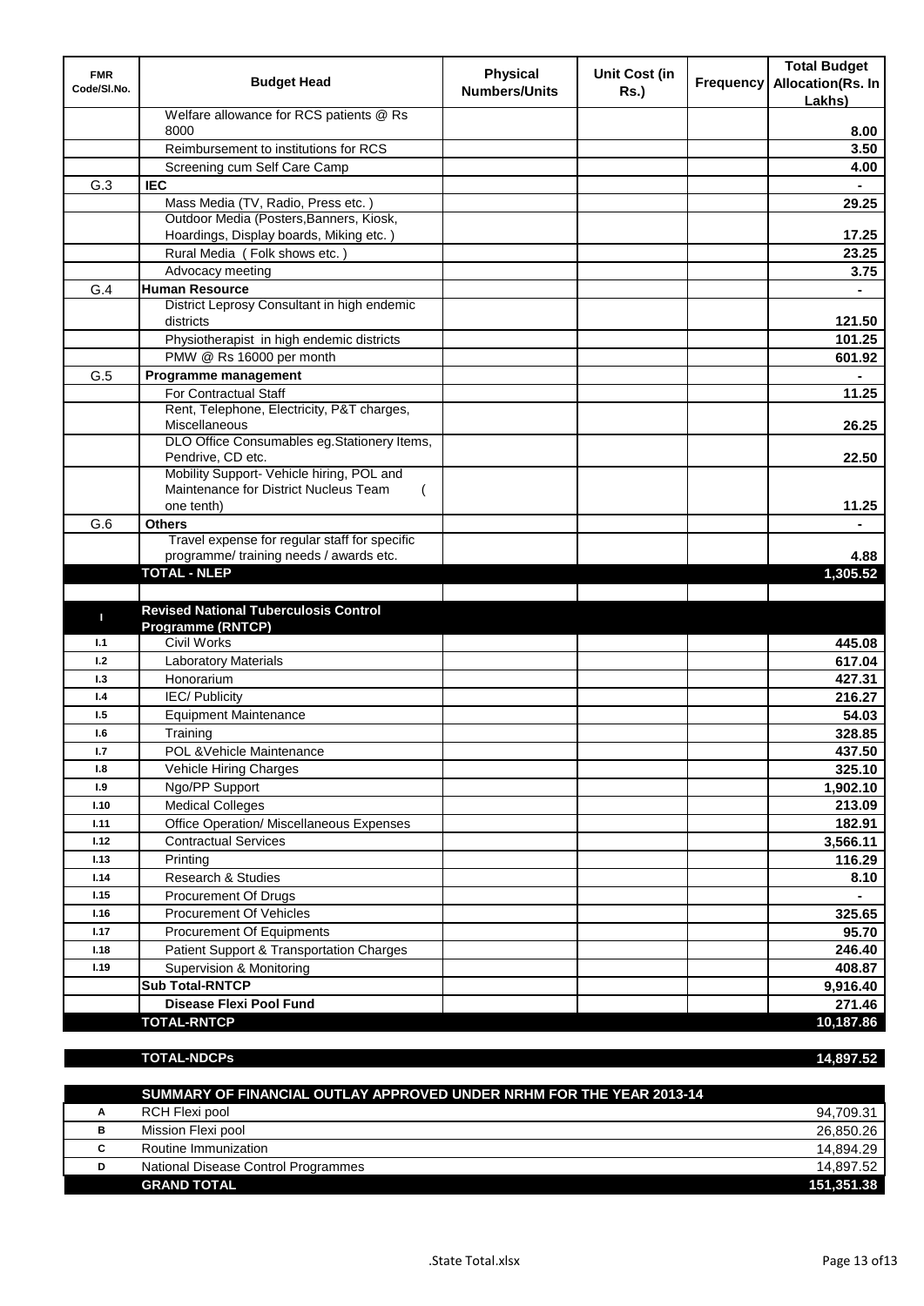| FMR Code/Sl.No. | Budget Head | Physical Numbers/Units | Unit Cost (in Rs.) | Frequency | Total Budget Allocation(Rs. In Lakhs) |
|---|---|---|---|---|---|
| | Welfare allowance for RCS patients @ Rs 8000 | | | | 8.00 |
| | Reimbursement to institutions for RCS | | | | 3.50 |
| | Screening cum Self Care Camp | | | | 4.00 |
| G.3 | **IEC** | | | | - |
| | Mass Media (TV, Radio, Press etc. ) | | | | 29.25 |
| | Outdoor Media (Posters,Banners, Kiosk, Hoardings, Display boards, Miking etc. ) | | | | 17.25 |
| | Rural Media ( Folk shows etc. ) | | | | 23.25 |
| | Advocacy meeting | | | | 3.75 |
| G.4 | **Human Resource** | | | | - |
| | District Leprosy Consultant in high endemic districts | | | | 121.50 |
| | Physiotherapist in high endemic districts | | | | 101.25 |
| | PMW @ Rs 16000 per month | | | | 601.92 |
| G.5 | **Programme management** | | | | - |
| | For Contractual Staff | | | | 11.25 |
| | Rent, Telephone, Electricity, P&T charges, Miscellaneous | | | | 26.25 |
| | DLO Office Consumables eg.Stationery Items, Pendrive, CD etc. | | | | 22.50 |
| | Mobility Support- Vehicle hiring, POL and Maintenance for District Nucleus Team ( one tenth) | | | | 11.25 |
| G.6 | **Others** | | | | - |
| | Travel expense for regular staff for specific programme/ training needs / awards etc. | | | | 4.88 |
| | **TOTAL - NLEP** | | | | **1,305.52** |
| | | | | | |
| **I** | **Revised National Tuberculosis Control Programme (RNTCP)** | | | | |
| I.1 | Civil Works | | | | 445.08 |
| I.2 | Laboratory Materials | | | | 617.04 |
| I.3 | Honorarium | | | | 427.31 |
| I.4 | IEC/ Publicity | | | | 216.27 |
| I.5 | Equipment Maintenance | | | | 54.03 |
| I.6 | Training | | | | 328.85 |
| I.7 | POL &Vehicle Maintenance | | | | 437.50 |
| I.8 | Vehicle Hiring Charges | | | | 325.10 |
| I.9 | Ngo/PP Support | | | | 1,902.10 |
| I.10 | Medical Colleges | | | | 213.09 |
| I.11 | Office Operation/ Miscellaneous Expenses | | | | 182.91 |
| I.12 | Contractual Services | | | | 3,566.11 |
| I.13 | Printing | | | | 116.29 |
| I.14 | Research & Studies | | | | 8.10 |
| I.15 | Procurement Of Drugs | | | | - |
| I.16 | Procurement Of Vehicles | | | | 325.65 |
| I.17 | Procurement Of Equipments | | | | 95.70 |
| I.18 | Patient Support & Transportation Charges | | | | 246.40 |
| I.19 | Supervision & Monitoring | | | | 408.87 |
| | **Sub Total-RNTCP** | | | | **9,916.40** |
| | **Disease Flexi Pool Fund** | | | | **271.46** |
| | **TOTAL-RNTCP** | | | | **10,187.86** |

| | | |
|---|---|---|
| | **TOTAL-NDCPs** | **14,897.52** |

| | SUMMARY OF FINANCIAL OUTLAY APPROVED UNDER NRHM FOR THE YEAR 2013-14 | |
|---|---|---|
| A | RCH Flexi pool | 94,709.31 |
| B | Mission Flexi pool | 26,850.26 |
| C | Routine Immunization | 14,894.29 |
| D | National Disease Control Programmes | 14,897.52 |
| | **GRAND TOTAL** | **151,351.38** |